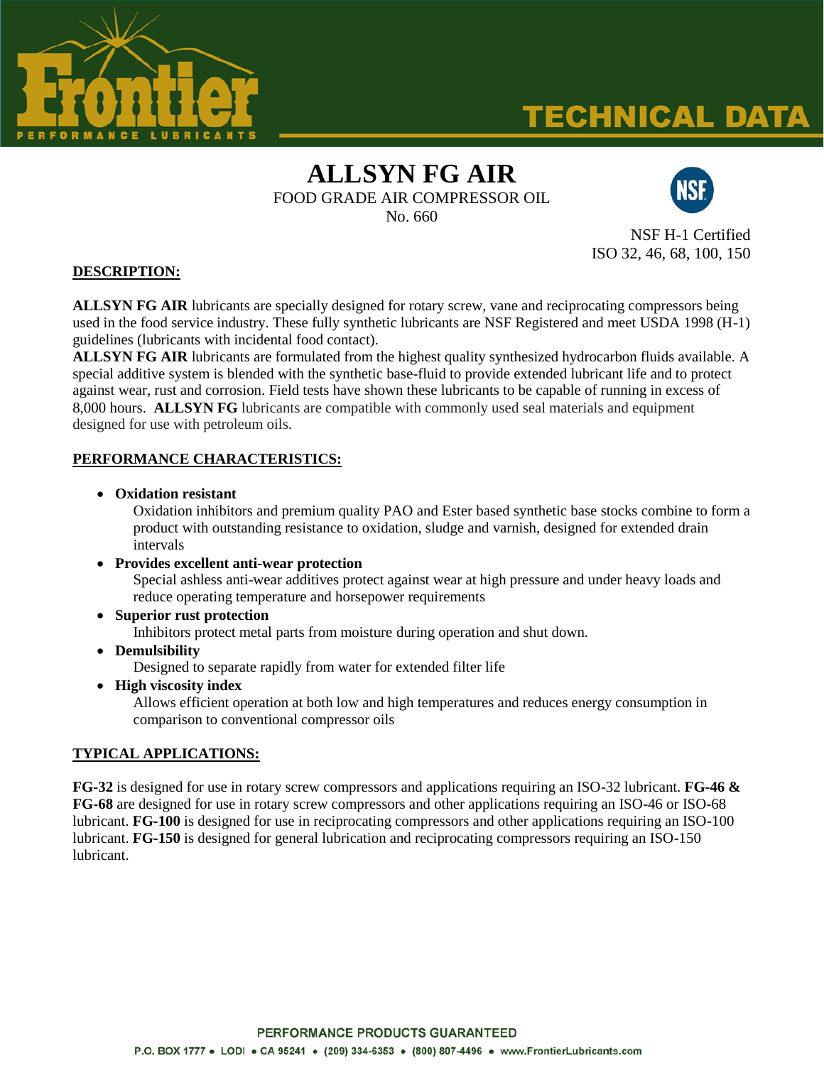# ALLSYN FG AIR

FOOD GRADE AIR COMPRESSOR OIL

No. 660

NSF H-1 Certified

ISO 32, 46, 68, 100, 150

## DESCRIPTION:

**ALLSYN FG AIR** lubricants are specially designed for rotary screw, vane and reciprocating compressors being used in the food service industry. These fully synthetic lubricants are NSF Registered and meet USDA 1998 (H-1) guidelines (lubricants with incidental food contact).

**ALLSYN FG AIR** lubricants are formulated from the highest quality synthesized hydrocarbon fluids available. A special additive system is blended with the synthetic base-fluid to provide extended lubricant life and to protect against wear, rust and corrosion. Field tests have shown these lubricants to be capable of running in excess of 8,000 hours. **ALLSYN FG** lubricants are compatible with commonly used seal materials and equipment designed for use with petroleum oils.

## PERFORMANCE CHARACTERISTICS:

- **Oxidation resistant**
  Oxidation inhibitors and premium quality PAO and Ester based synthetic base stocks combine to form a product with outstanding resistance to oxidation, sludge and varnish, designed for extended drain intervals
- **Provides excellent anti-wear protection**
  Special ashless anti-wear additives protect against wear at high pressure and under heavy loads and reduce operating temperature and horsepower requirements
- **Superior rust protection**
  Inhibitors protect metal parts from moisture during operation and shut down.
- **Demulsibility**
  Designed to separate rapidly from water for extended filter life
- **High viscosity index**
  Allows efficient operation at both low and high temperatures and reduces energy consumption in comparison to conventional compressor oils

## TYPICAL APPLICATIONS:

**FG-32** is designed for use in rotary screw compressors and applications requiring an ISO-32 lubricant. **FG-46 & FG-68** are designed for use in rotary screw compressors and other applications requiring an ISO-46 or ISO-68 lubricant. **FG-100** is designed for use in reciprocating compressors and other applications requiring an ISO-100 lubricant. **FG-150** is designed for general lubrication and reciprocating compressors requiring an ISO-150 lubricant.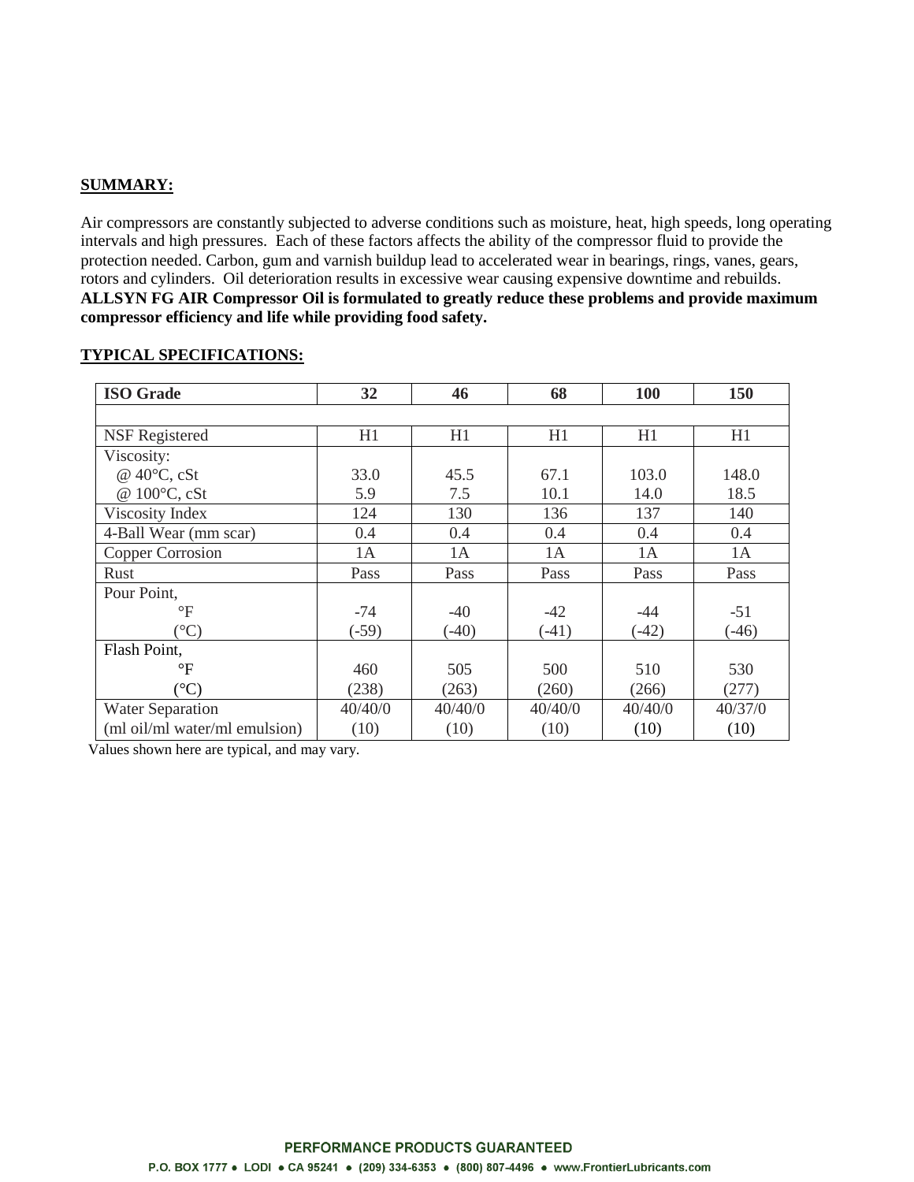**SUMMARY:**

Air compressors are constantly subjected to adverse conditions such as moisture, heat, high speeds, long operating intervals and high pressures. Each of these factors affects the ability of the compressor fluid to provide the protection needed. Carbon, gum and varnish buildup lead to accelerated wear in bearings, rings, vanes, gears, rotors and cylinders. Oil deterioration results in excessive wear causing expensive downtime and rebuilds. **ALLSYN FG AIR Compressor Oil is formulated to greatly reduce these problems and provide maximum compressor efficiency and life while providing food safety.**

**TYPICAL SPECIFICATIONS:**

| ISO Grade | 32 | 46 | 68 | 100 | 150 |
|---|---|---|---|---|---|
| | | | | | |
| NSF Registered | H1 | H1 | H1 | H1 | H1 |
| Viscosity: | | | | | |
| @ 40°C, cSt | 33.0 | 45.5 | 67.1 | 103.0 | 148.0 |
| @ 100°C, cSt | 5.9 | 7.5 | 10.1 | 14.0 | 18.5 |
| Viscosity Index | 124 | 130 | 136 | 137 | 140 |
| 4-Ball Wear (mm scar) | 0.4 | 0.4 | 0.4 | 0.4 | 0.4 |
| Copper Corrosion | 1A | 1A | 1A | 1A | 1A |
| Rust | Pass | Pass | Pass | Pass | Pass |
| Pour Point, | | | | | |
| °F | -74 | -40 | -42 | -44 | -51 |
| (°C) | (-59) | (-40) | (-41) | (-42) | (-46) |
| Flash Point, | | | | | |
| °F | 460 | 505 | 500 | 510 | 530 |
| (°C) | (238) | (263) | (260) | (266) | (277) |
| Water Separation | 40/40/0 | 40/40/0 | 40/40/0 | 40/40/0 | 40/37/0 |
| (ml oil/ml water/ml emulsion) | (10) | (10) | (10) | (10) | (10) |

Values shown here are typical, and may vary.

PERFORMANCE PRODUCTS GUARANTEED

P.O. BOX 1777 ● LODI ● CA 95241 ● (209) 334-6353 ● (800) 807-4496 ● www.FrontierLubricants.com